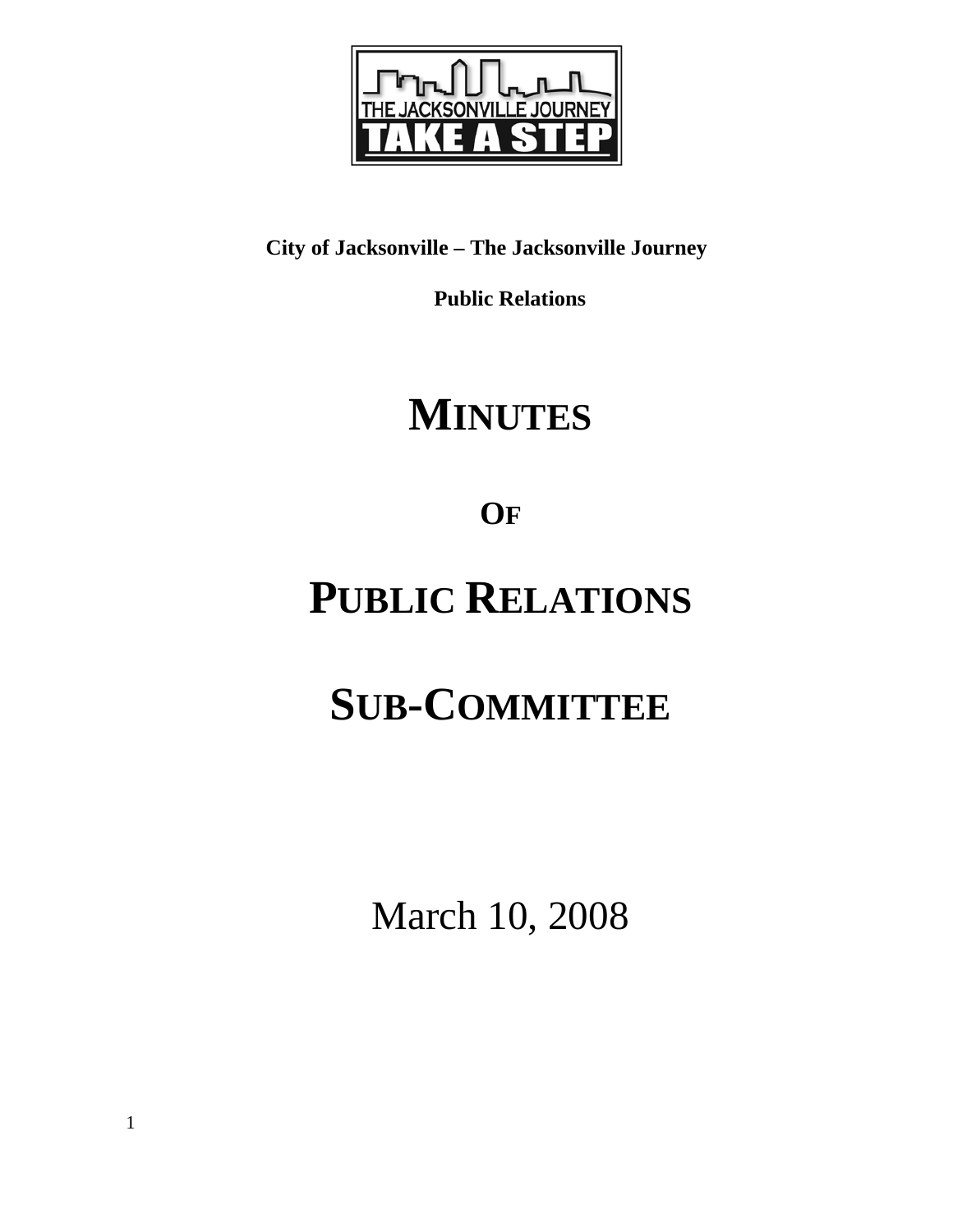**City of Jacksonville – The Jacksonville Journey**

**Public Relations**

# MINUTES

## OF

# PUBLIC RELATIONS

# SUB-COMMITTEE

March 10, 2008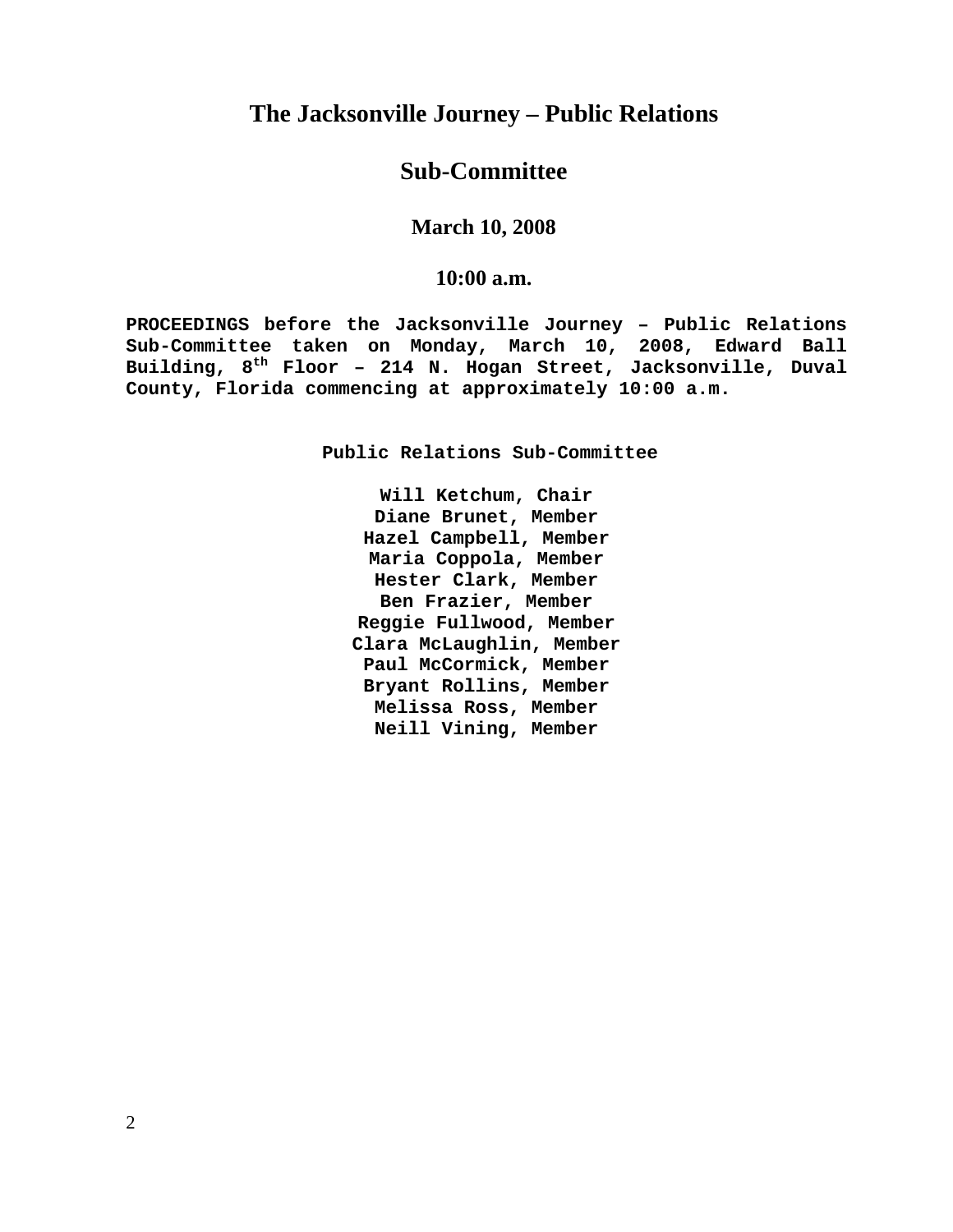# The Jacksonville Journey – Public Relations

# Sub-Committee

### March 10, 2008

### 10:00 a.m.

**PROCEEDINGS before the Jacksonville Journey – Public Relations Sub-Committee taken on Monday, March 10, 2008, Edward Ball Building, 8th Floor – 214 N. Hogan Street, Jacksonville, Duval County, Florida commencing at approximately 10:00 a.m.**

**Public Relations Sub-Committee**

**Will Ketchum, Chair**
**Diane Brunet, Member**
**Hazel Campbell, Member**
**Maria Coppola, Member**
**Hester Clark, Member**
**Ben Frazier, Member**
**Reggie Fullwood, Member**
**Clara McLaughlin, Member**
**Paul McCormick, Member**
**Bryant Rollins, Member**
**Melissa Ross, Member**
**Neill Vining, Member**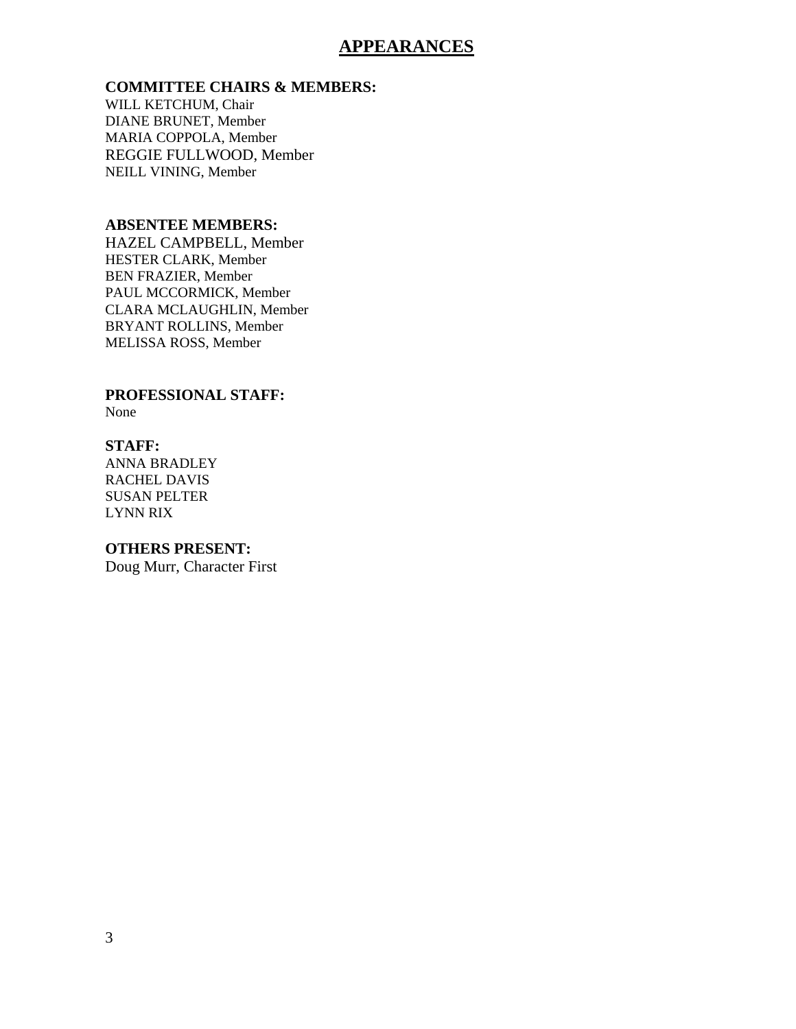# APPEARANCES

**COMMITTEE CHAIRS & MEMBERS:**

WILL KETCHUM, Chair
DIANE BRUNET, Member
MARIA COPPOLA, Member
REGGIE FULLWOOD, Member
NEILL VINING, Member

**ABSENTEE MEMBERS:**

HAZEL CAMPBELL, Member
HESTER CLARK, Member
BEN FRAZIER, Member
PAUL MCCORMICK, Member
CLARA MCLAUGHLIN, Member
BRYANT ROLLINS, Member
MELISSA ROSS, Member

**PROFESSIONAL STAFF:**

None

**STAFF:**

ANNA BRADLEY
RACHEL DAVIS
SUSAN PELTER
LYNN RIX

**OTHERS PRESENT:**

Doug Murr, Character First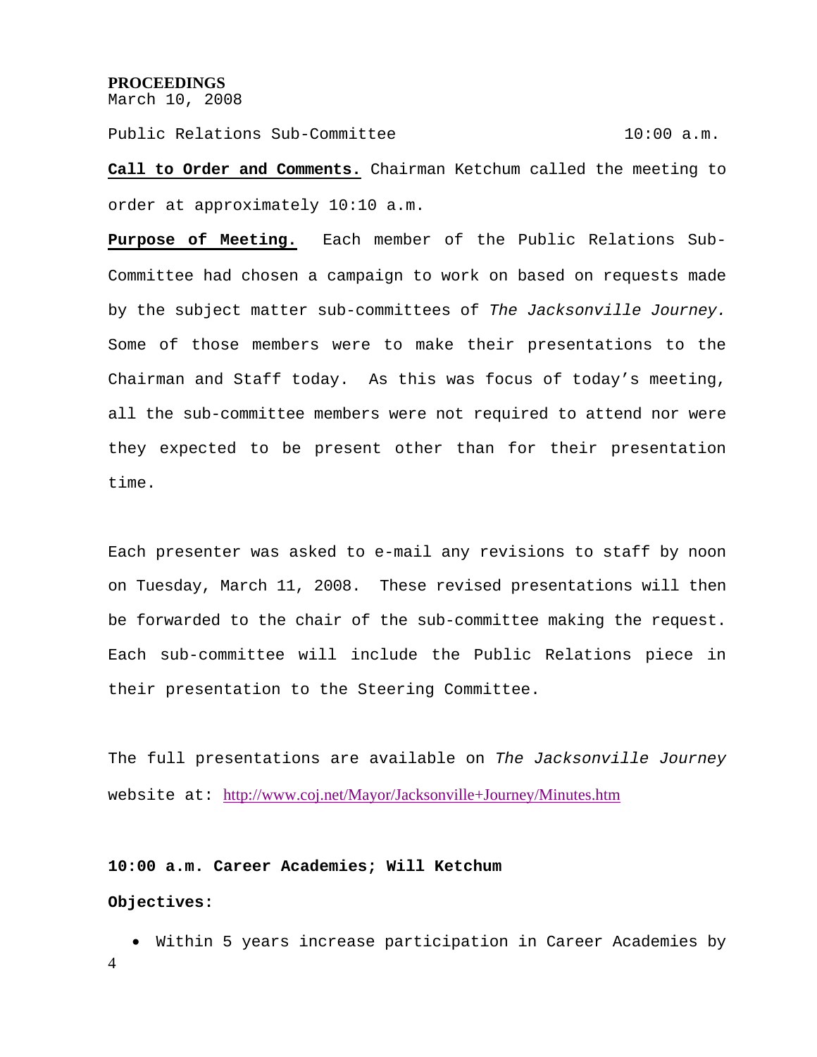**PROCEEDINGS**
March 10, 2008

Public Relations Sub-Committee 10:00 a.m.

**Call to Order and Comments.** Chairman Ketchum called the meeting to order at approximately 10:10 a.m.

**Purpose of Meeting.** Each member of the Public Relations Sub-Committee had chosen a campaign to work on based on requests made by the subject matter sub-committees of *The Jacksonville Journey.* Some of those members were to make their presentations to the Chairman and Staff today. As this was focus of today's meeting, all the sub-committee members were not required to attend nor were they expected to be present other than for their presentation time.

Each presenter was asked to e-mail any revisions to staff by noon on Tuesday, March 11, 2008. These revised presentations will then be forwarded to the chair of the sub-committee making the request. Each sub-committee will include the Public Relations piece in their presentation to the Steering Committee.

The full presentations are available on *The Jacksonville Journey* website at: http://www.coj.net/Mayor/Jacksonville+Journey/Minutes.htm

**10:00 a.m. Career Academies; Will Ketchum**

**Objectives:**

- Within 5 years increase participation in Career Academies by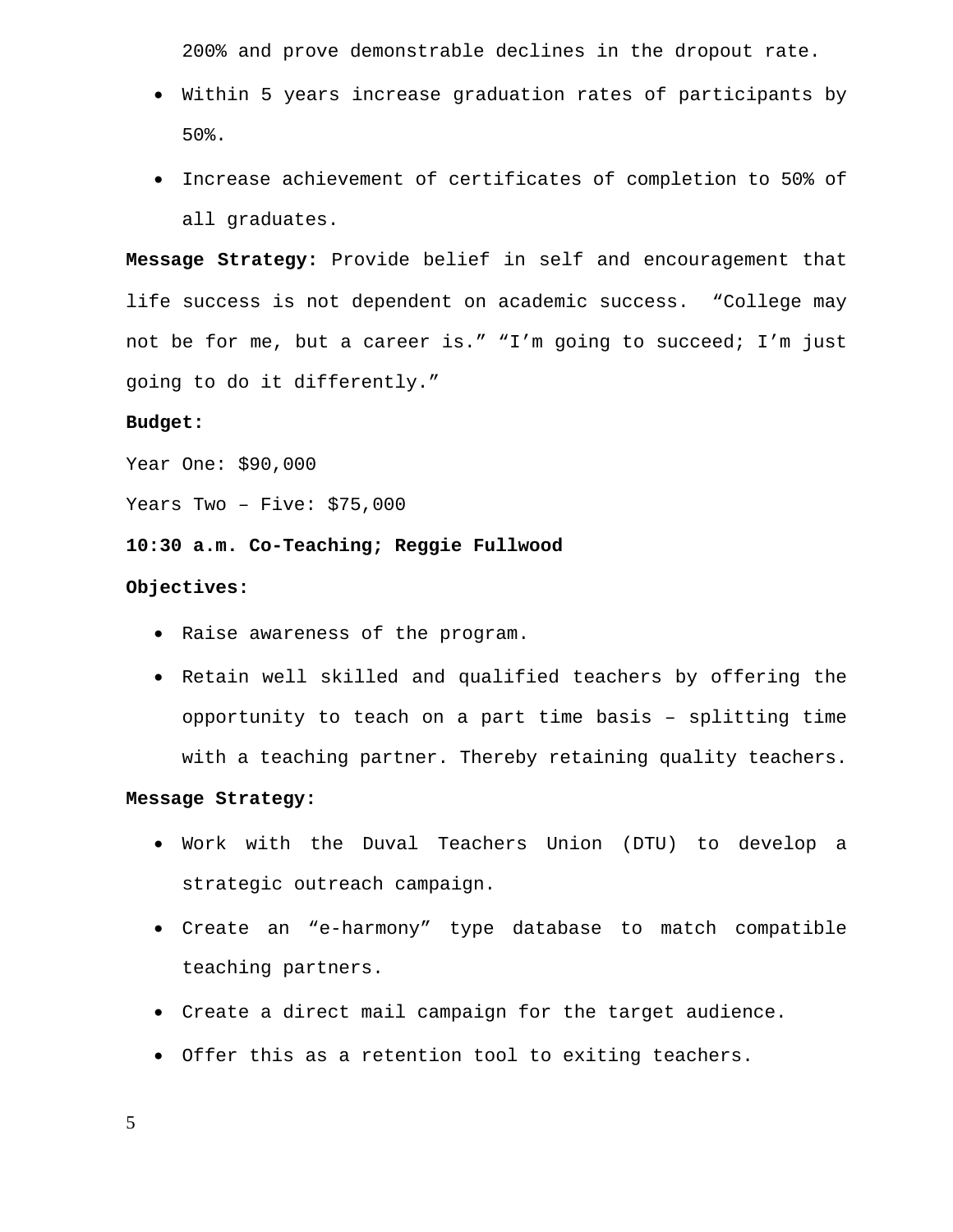200% and prove demonstrable declines in the dropout rate.

- Within 5 years increase graduation rates of participants by 50%.
- Increase achievement of certificates of completion to 50% of all graduates.

**Message Strategy:** Provide belief in self and encouragement that life success is not dependent on academic success. "College may not be for me, but a career is." "I'm going to succeed; I'm just going to do it differently."

**Budget:**

Year One: $90,000

Years Two – Five: $75,000

**10:30 a.m. Co-Teaching; Reggie Fullwood**

**Objectives:**

- Raise awareness of the program.
- Retain well skilled and qualified teachers by offering the opportunity to teach on a part time basis – splitting time with a teaching partner. Thereby retaining quality teachers.

**Message Strategy:**

- Work with the Duval Teachers Union (DTU) to develop a strategic outreach campaign.
- Create an "e-harmony" type database to match compatible teaching partners.
- Create a direct mail campaign for the target audience.
- Offer this as a retention tool to exiting teachers.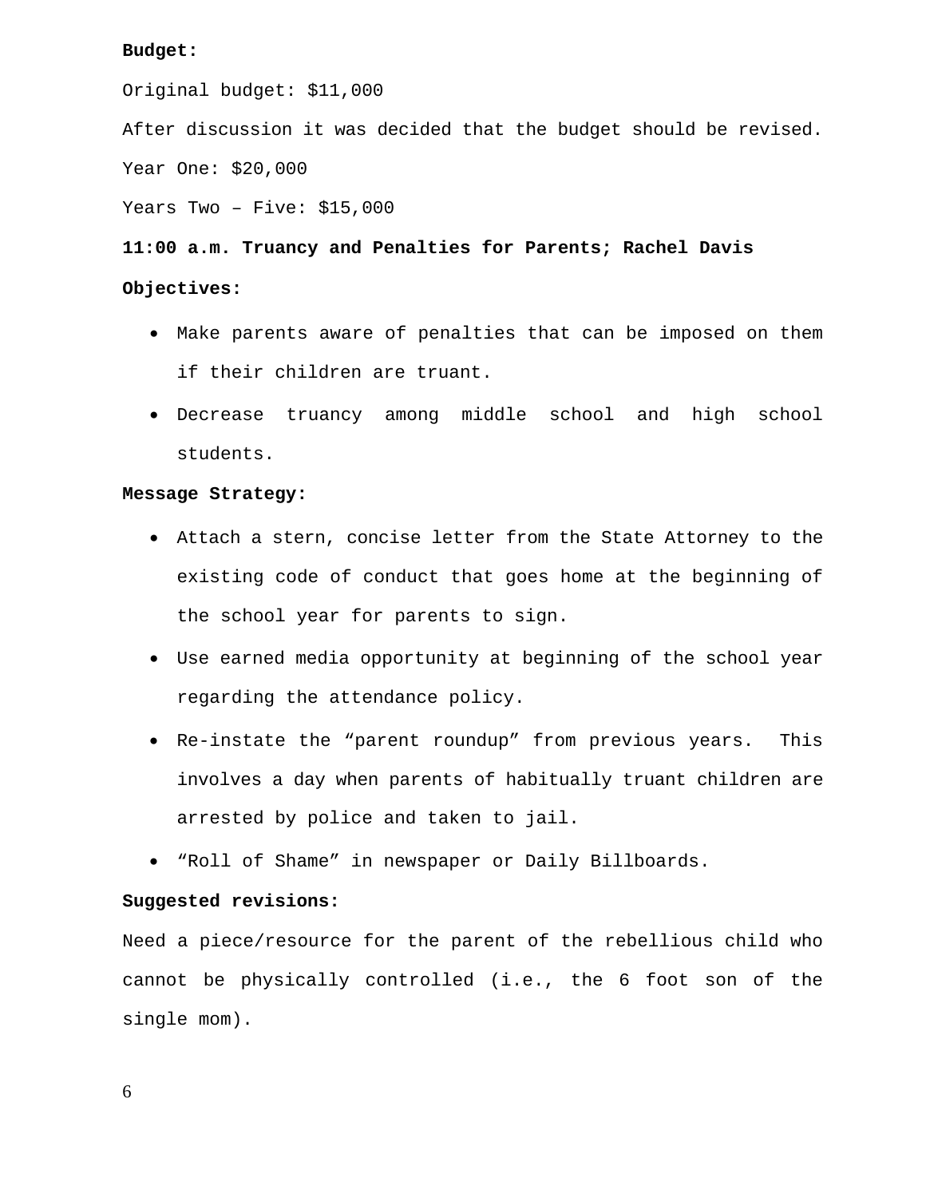**Budget:**

Original budget: $11,000

After discussion it was decided that the budget should be revised.

Year One: $20,000

Years Two – Five: $15,000

**11:00 a.m. Truancy and Penalties for Parents; Rachel Davis**

**Objectives:**

- Make parents aware of penalties that can be imposed on them if their children are truant.
- Decrease truancy among middle school and high school students.

**Message Strategy:**

- Attach a stern, concise letter from the State Attorney to the existing code of conduct that goes home at the beginning of the school year for parents to sign.
- Use earned media opportunity at beginning of the school year regarding the attendance policy.
- Re-instate the "parent roundup" from previous years. This involves a day when parents of habitually truant children are arrested by police and taken to jail.
- "Roll of Shame" in newspaper or Daily Billboards.

**Suggested revisions:**

Need a piece/resource for the parent of the rebellious child who cannot be physically controlled (i.e., the 6 foot son of the single mom).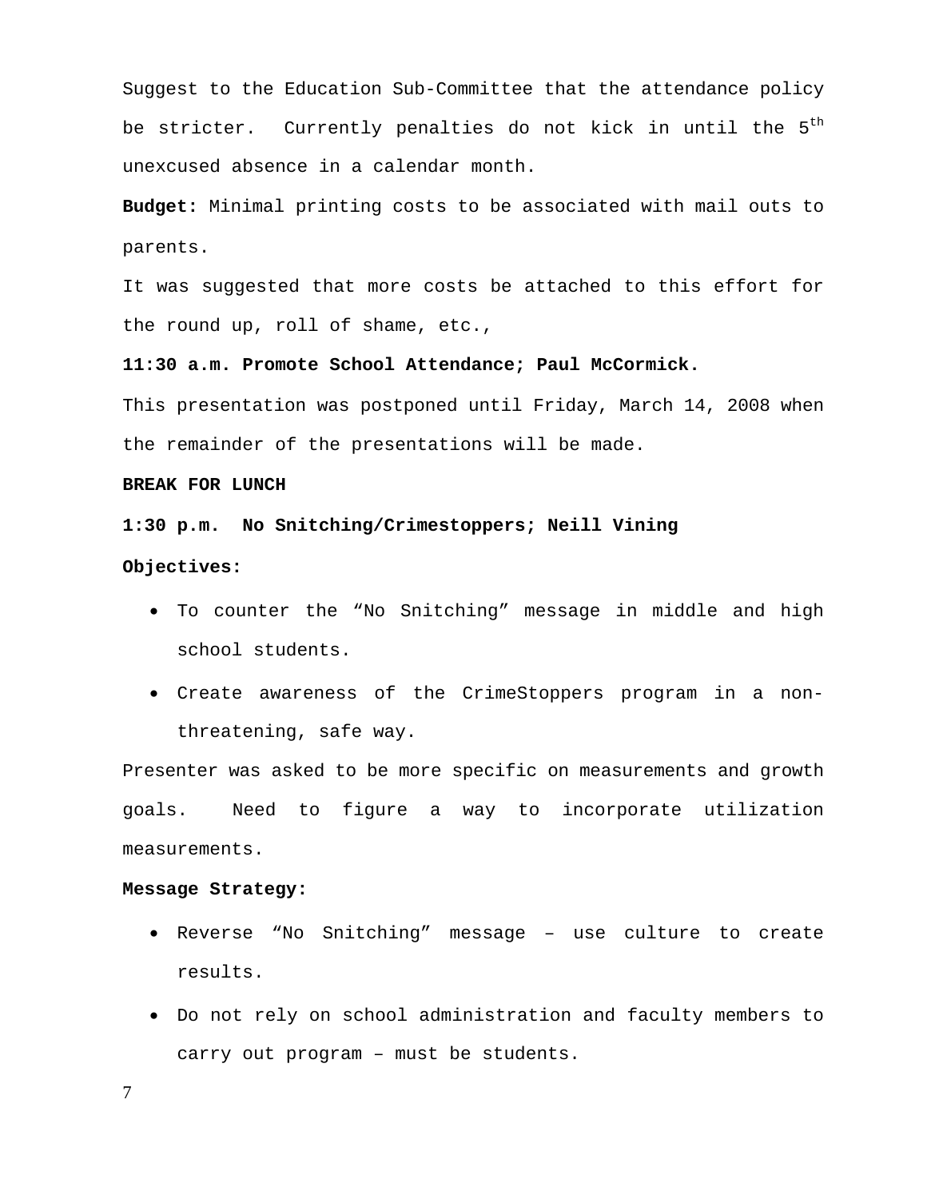Suggest to the Education Sub-Committee that the attendance policy be stricter. Currently penalties do not kick in until the 5th unexcused absence in a calendar month.

**Budget:** Minimal printing costs to be associated with mail outs to parents.

It was suggested that more costs be attached to this effort for the round up, roll of shame, etc.,

**11:30 a.m. Promote School Attendance; Paul McCormick.**

This presentation was postponed until Friday, March 14, 2008 when the remainder of the presentations will be made.

**BREAK FOR LUNCH**

**1:30 p.m. No Snitching/Crimestoppers; Neill Vining**

**Objectives:**

- To counter the "No Snitching" message in middle and high school students.
- Create awareness of the CrimeStoppers program in a non-threatening, safe way.

Presenter was asked to be more specific on measurements and growth goals. Need to figure a way to incorporate utilization measurements.

**Message Strategy:**

- Reverse "No Snitching" message – use culture to create results.
- Do not rely on school administration and faculty members to carry out program – must be students.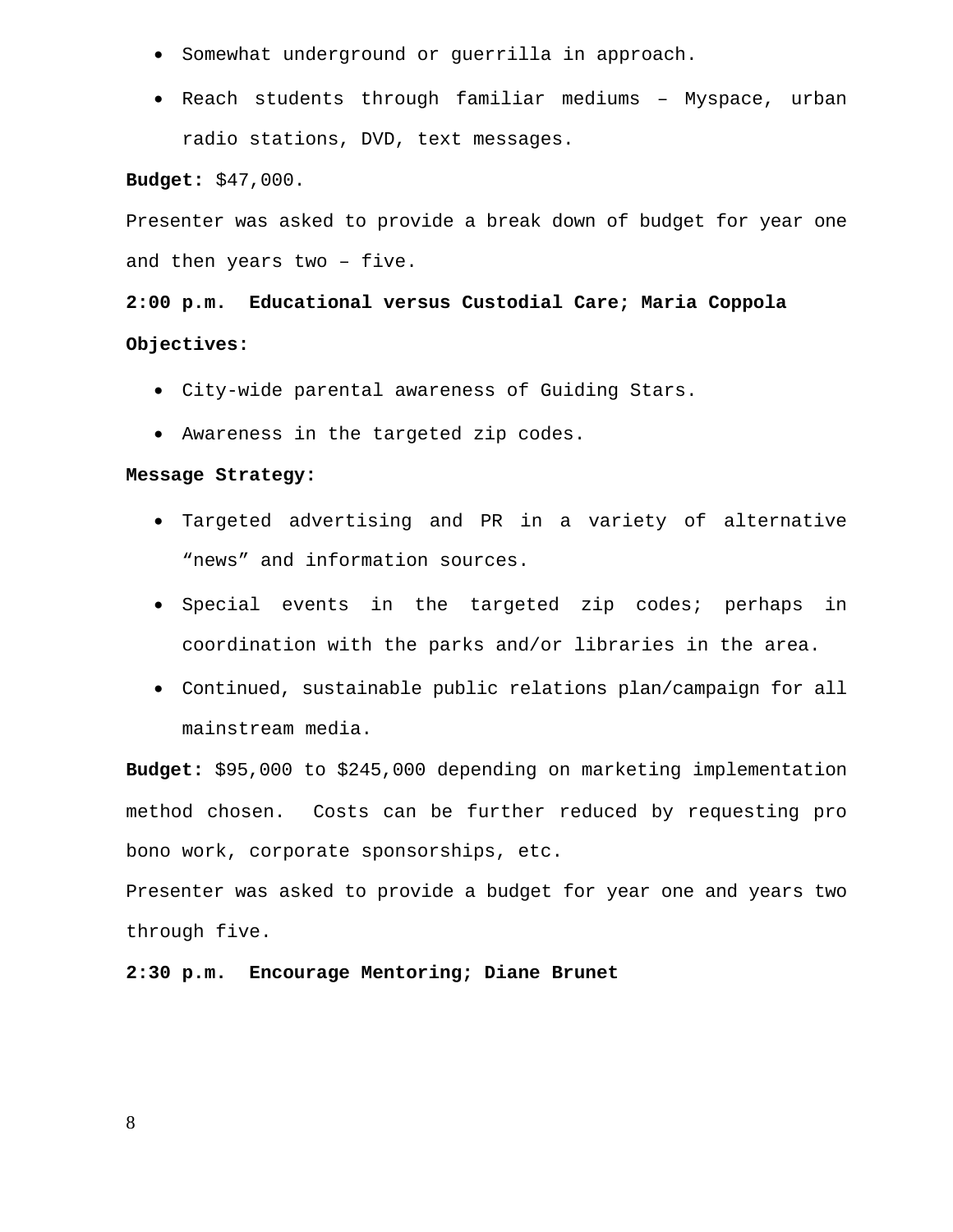- Somewhat underground or guerrilla in approach.
- Reach students through familiar mediums – Myspace, urban radio stations, DVD, text messages.

**Budget:** $47,000.

Presenter was asked to provide a break down of budget for year one and then years two – five.

**2:00 p.m. Educational versus Custodial Care; Maria Coppola**

**Objectives:**

- City-wide parental awareness of Guiding Stars.
- Awareness in the targeted zip codes.

**Message Strategy:**

- Targeted advertising and PR in a variety of alternative "news" and information sources.
- Special events in the targeted zip codes; perhaps in coordination with the parks and/or libraries in the area.
- Continued, sustainable public relations plan/campaign for all mainstream media.

**Budget:** $95,000 to $245,000 depending on marketing implementation method chosen. Costs can be further reduced by requesting pro bono work, corporate sponsorships, etc.

Presenter was asked to provide a budget for year one and years two through five.

**2:30 p.m. Encourage Mentoring; Diane Brunet**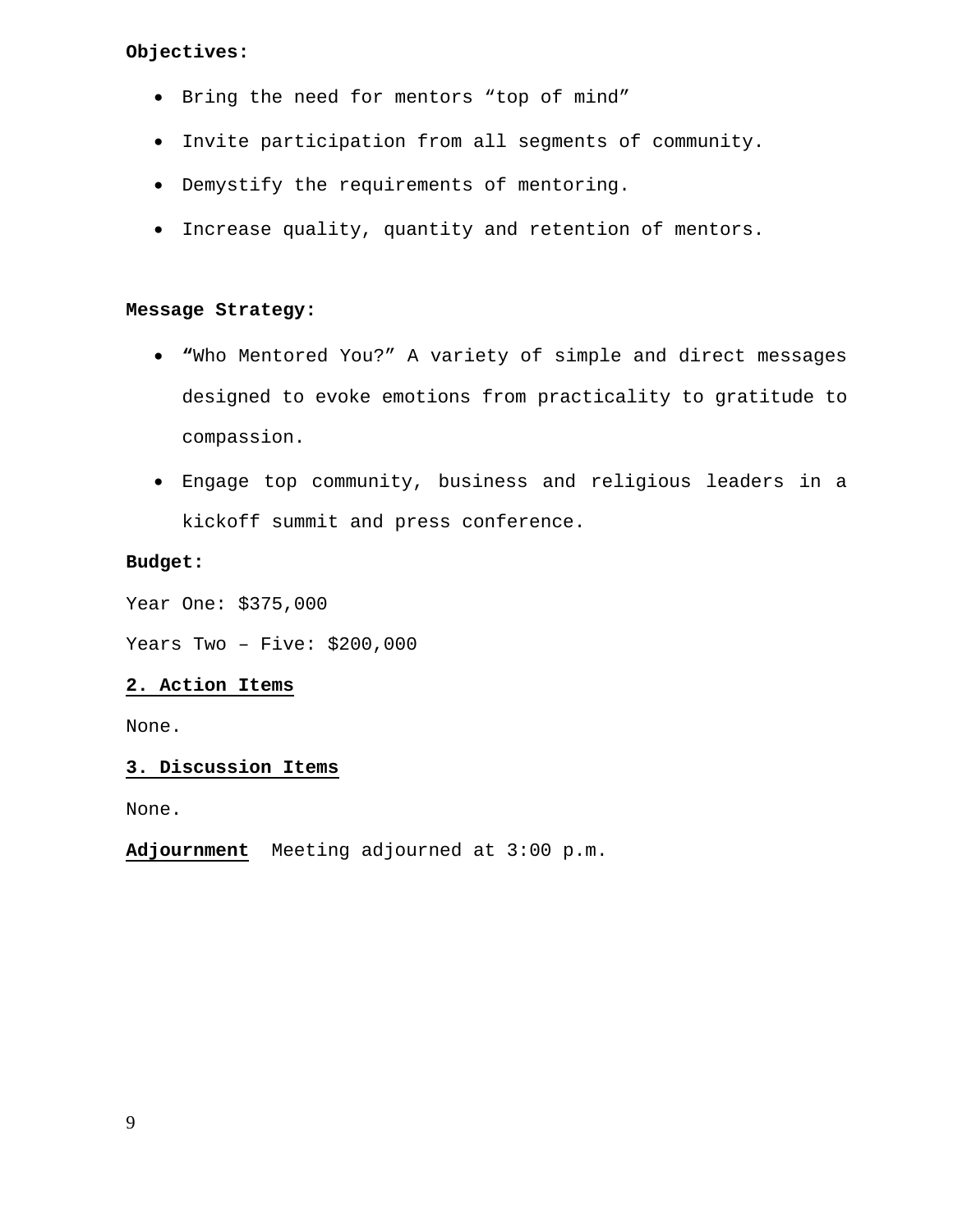**Objectives:**

- Bring the need for mentors “top of mind”
- Invite participation from all segments of community.
- Demystify the requirements of mentoring.
- Increase quality, quantity and retention of mentors.

**Message Strategy:**

- **“**Who Mentored You?” A variety of simple and direct messages designed to evoke emotions from practicality to gratitude to compassion.
- Engage top community, business and religious leaders in a kickoff summit and press conference.

**Budget:**

Year One: $375,000

Years Two – Five: $200,000

## 2. Action Items

None.

## 3. Discussion Items

None.

**Adjournment** Meeting adjourned at 3:00 p.m.